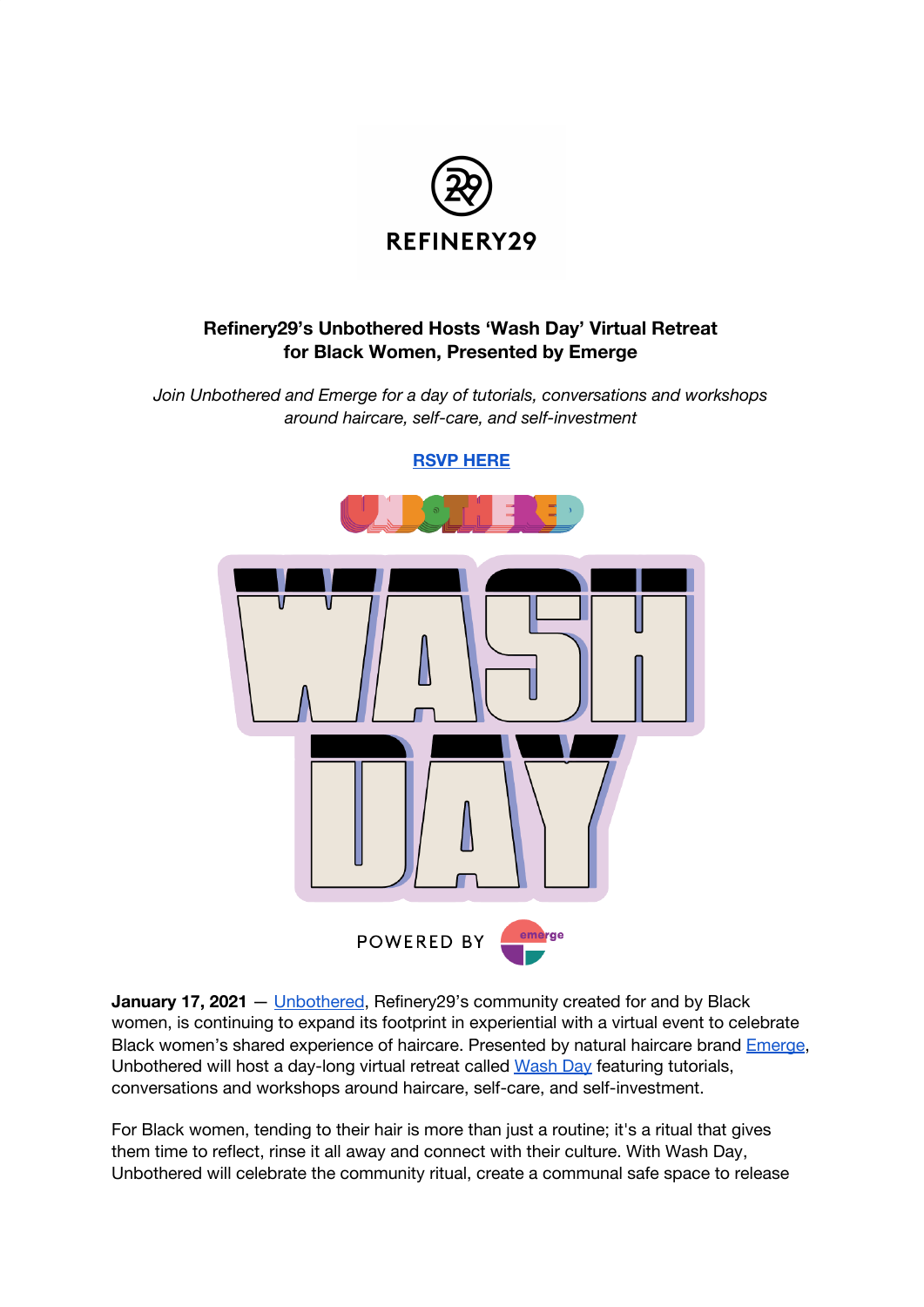REFINERY29

**Refinery29's Unbothered Hosts 'Wash Day' Virtual Retreat for Black Women, Presented by Emerge**

*Join Unbothered and Emerge for a day of tutorials, conversations and workshops around haircare, self-care, and self-investment*

**RSVP HERE**

UNBOTHERED

WASH DAY

POWERED BY emerge

**January 17, 2021** — Unbothered, Refinery29's community created for and by Black women, is continuing to expand its footprint in experiential with a virtual event to celebrate Black women's shared experience of haircare. Presented by natural haircare brand Emerge, Unbothered will host a day-long virtual retreat called Wash Day featuring tutorials, conversations and workshops around haircare, self-care, and self-investment.

For Black women, tending to their hair is more than just a routine; it's a ritual that gives them time to reflect, rinse it all away and connect with their culture. With Wash Day, Unbothered will celebrate the community ritual, create a communal safe space to release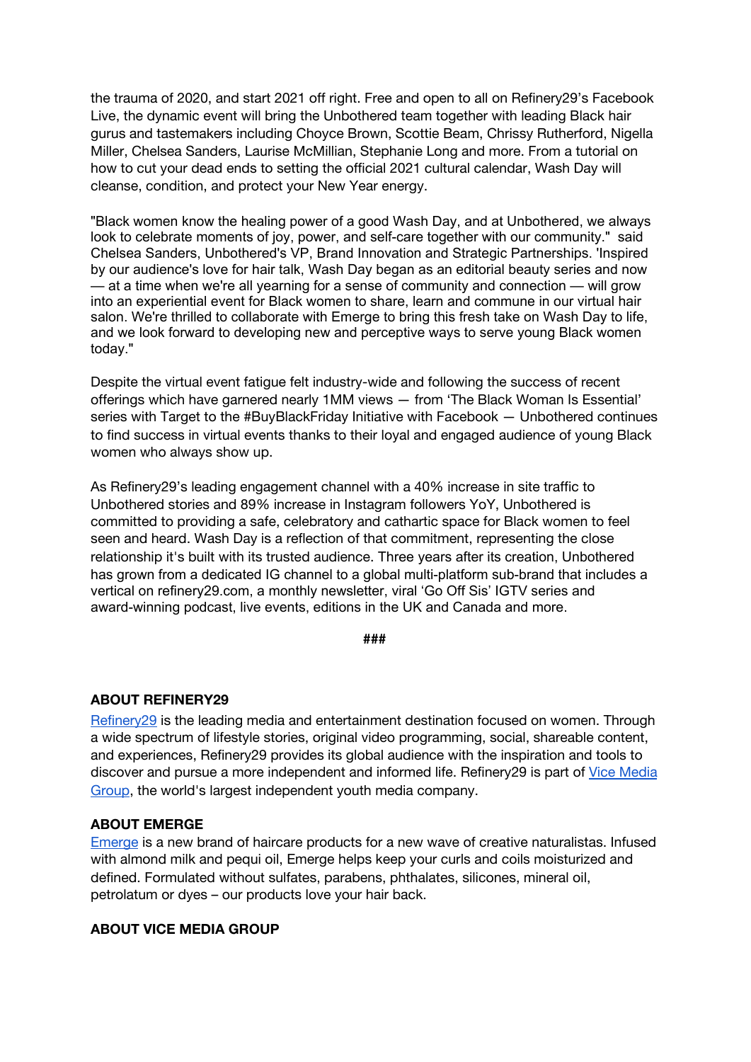the trauma of 2020, and start 2021 off right. Free and open to all on Refinery29's Facebook Live, the dynamic event will bring the Unbothered team together with leading Black hair gurus and tastemakers including Choyce Brown, Scottie Beam, Chrissy Rutherford, Nigella Miller, Chelsea Sanders, Laurise McMillian, Stephanie Long and more. From a tutorial on how to cut your dead ends to setting the official 2021 cultural calendar, Wash Day will cleanse, condition, and protect your New Year energy.

"Black women know the healing power of a good Wash Day, and at Unbothered, we always look to celebrate moments of joy, power, and self-care together with our community." said Chelsea Sanders, Unbothered's VP, Brand Innovation and Strategic Partnerships. 'Inspired by our audience's love for hair talk, Wash Day began as an editorial beauty series and now — at a time when we're all yearning for a sense of community and connection — will grow into an experiential event for Black women to share, learn and commune in our virtual hair salon. We're thrilled to collaborate with Emerge to bring this fresh take on Wash Day to life, and we look forward to developing new and perceptive ways to serve young Black women today."

Despite the virtual event fatigue felt industry-wide and following the success of recent offerings which have garnered nearly 1MM views — from 'The Black Woman Is Essential' series with Target to the #BuyBlackFriday Initiative with Facebook — Unbothered continues to find success in virtual events thanks to their loyal and engaged audience of young Black women who always show up.

As Refinery29's leading engagement channel with a 40% increase in site traffic to Unbothered stories and 89% increase in Instagram followers YoY, Unbothered is committed to providing a safe, celebratory and cathartic space for Black women to feel seen and heard. Wash Day is a reflection of that commitment, representing the close relationship it's built with its trusted audience. Three years after its creation, Unbothered has grown from a dedicated IG channel to a global multi-platform sub-brand that includes a vertical on refinery29.com, a monthly newsletter, viral 'Go Off Sis' IGTV series and award-winning podcast, live events, editions in the UK and Canada and more.

**###**

**ABOUT REFINERY29**

Refinery29 is the leading media and entertainment destination focused on women. Through a wide spectrum of lifestyle stories, original video programming, social, shareable content, and experiences, Refinery29 provides its global audience with the inspiration and tools to discover and pursue a more independent and informed life. Refinery29 is part of Vice Media Group, the world's largest independent youth media company.

**ABOUT EMERGE**

Emerge is a new brand of haircare products for a new wave of creative naturalistas. Infused with almond milk and pequi oil, Emerge helps keep your curls and coils moisturized and defined. Formulated without sulfates, parabens, phthalates, silicones, mineral oil, petrolatum or dyes – our products love your hair back.

**ABOUT VICE MEDIA GROUP**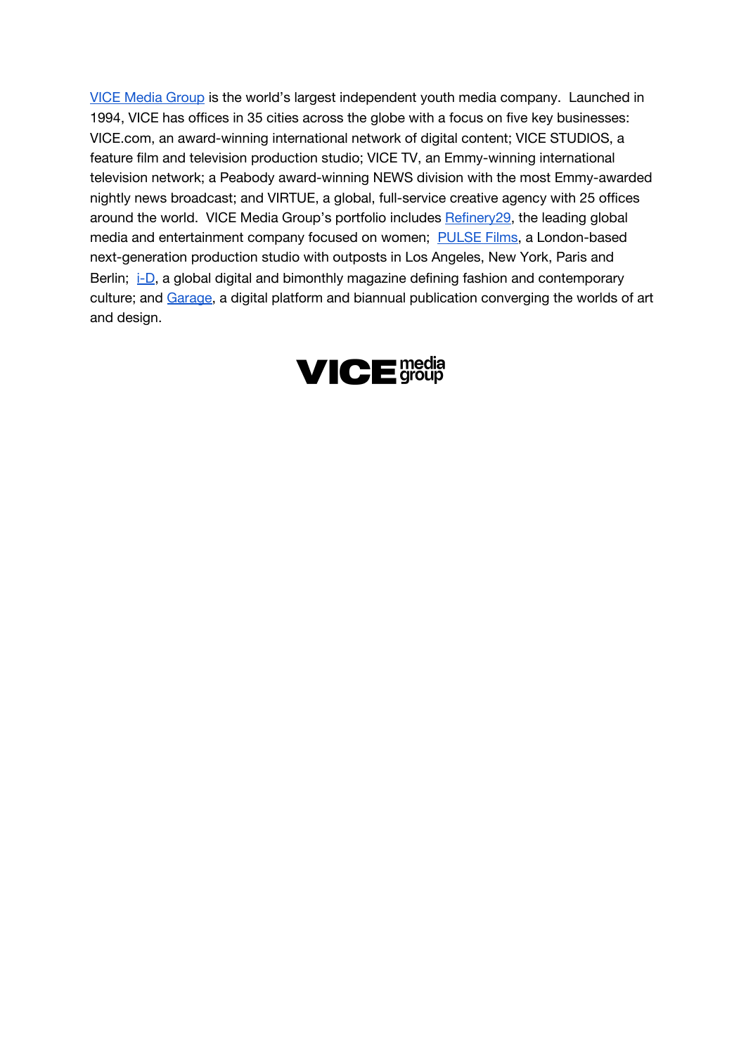VICE Media Group is the world's largest independent youth media company.  Launched in 1994, VICE has offices in 35 cities across the globe with a focus on five key businesses: VICE.com, an award-winning international network of digital content; VICE STUDIOS, a feature film and television production studio; VICE TV, an Emmy-winning international television network; a Peabody award-winning NEWS division with the most Emmy-awarded nightly news broadcast; and VIRTUE, a global, full-service creative agency with 25 offices around the world.  VICE Media Group's portfolio includes Refinery29, the leading global media and entertainment company focused on women;  PULSE Films, a London-based next-generation production studio with outposts in Los Angeles, New York, Paris and Berlin;  i-D, a global digital and bimonthly magazine defining fashion and contemporary culture; and Garage, a digital platform and biannual publication converging the worlds of art and design.

VICE media group